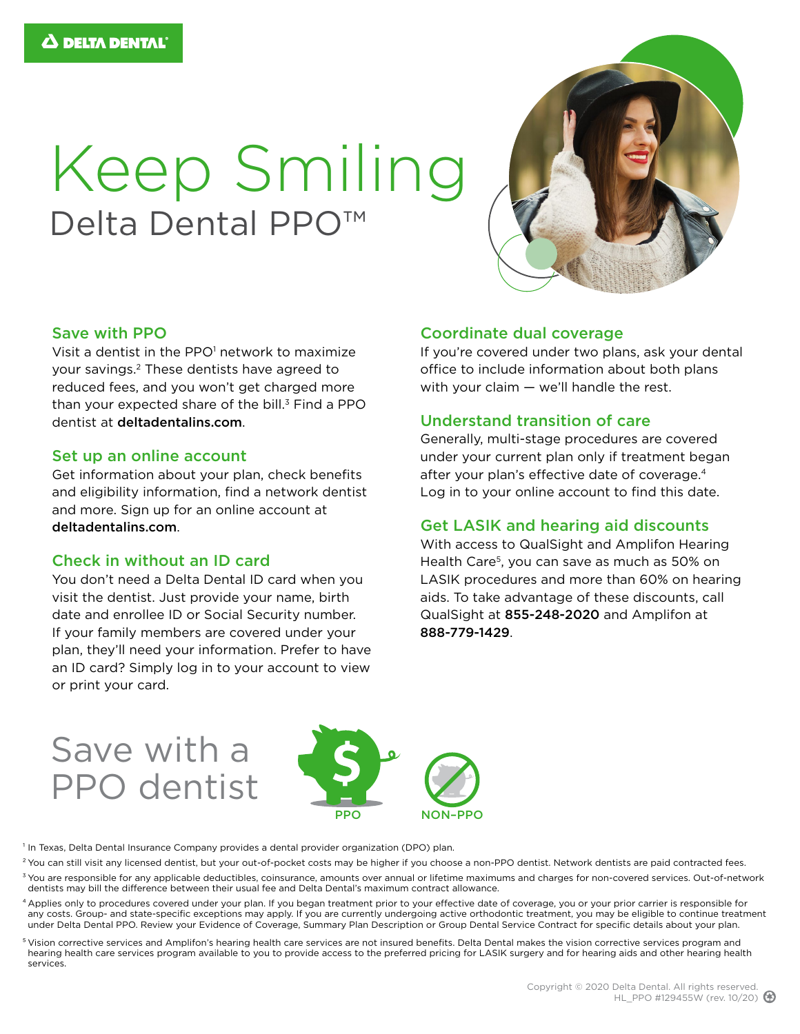DELTA DENTAL

# Keep Smiling

## Delta Dental PPO™

### Save with PPO

Visit a dentist in the PPO[1] network to maximize your savings.[2] These dentists have agreed to reduced fees, and you won't get charged more than your expected share of the bill.[3] Find a PPO dentist at **deltadentalins.com**.

### Set up an online account

Get information about your plan, check benefits and eligibility information, find a network dentist and more. Sign up for an online account at **deltadentalins.com**.

### Check in without an ID card

You don't need a Delta Dental ID card when you visit the dentist. Just provide your name, birth date and enrollee ID or Social Security number. If your family members are covered under your plan, they'll need your information. Prefer to have an ID card? Simply log in to your account to view or print your card.

### Coordinate dual coverage

If you're covered under two plans, ask your dental office to include information about both plans with your claim — we'll handle the rest.

### Understand transition of care

Generally, multi-stage procedures are covered under your current plan only if treatment began after your plan's effective date of coverage.[4] Log in to your online account to find this date.

### Get LASIK and hearing aid discounts

With access to QualSight and Amplifon Hearing Health Care[5], you can save as much as 50% on LASIK procedures and more than 60% on hearing aids. To take advantage of these discounts, call QualSight at **855-248-2020** and Amplifon at **888-779-1429**.

## Save with a PPO dentist

PPO NON-PPO

[1] In Texas, Delta Dental Insurance Company provides a dental provider organization (DPO) plan.

[2] You can still visit any licensed dentist, but your out-of-pocket costs may be higher if you choose a non-PPO dentist. Network dentists are paid contracted fees.

[3] You are responsible for any applicable deductibles, coinsurance, amounts over annual or lifetime maximums and charges for non-covered services. Out-of-network dentists may bill the difference between their usual fee and Delta Dental's maximum contract allowance.

[4] Applies only to procedures covered under your plan. If you began treatment prior to your effective date of coverage, you or your prior carrier is responsible for any costs. Group- and state-specific exceptions may apply. If you are currently undergoing active orthodontic treatment, you may be eligible to continue treatment under Delta Dental PPO. Review your Evidence of Coverage, Summary Plan Description or Group Dental Service Contract for specific details about your plan.

[5] Vision corrective services and Amplifon's hearing health care services are not insured benefits. Delta Dental makes the vision corrective services program and hearing health care services program available to you to provide access to the preferred pricing for LASIK surgery and for hearing aids and other hearing health services.

Copyright © 2020 Delta Dental. All rights reserved.
HL_PPO #129455W (rev. 10/20)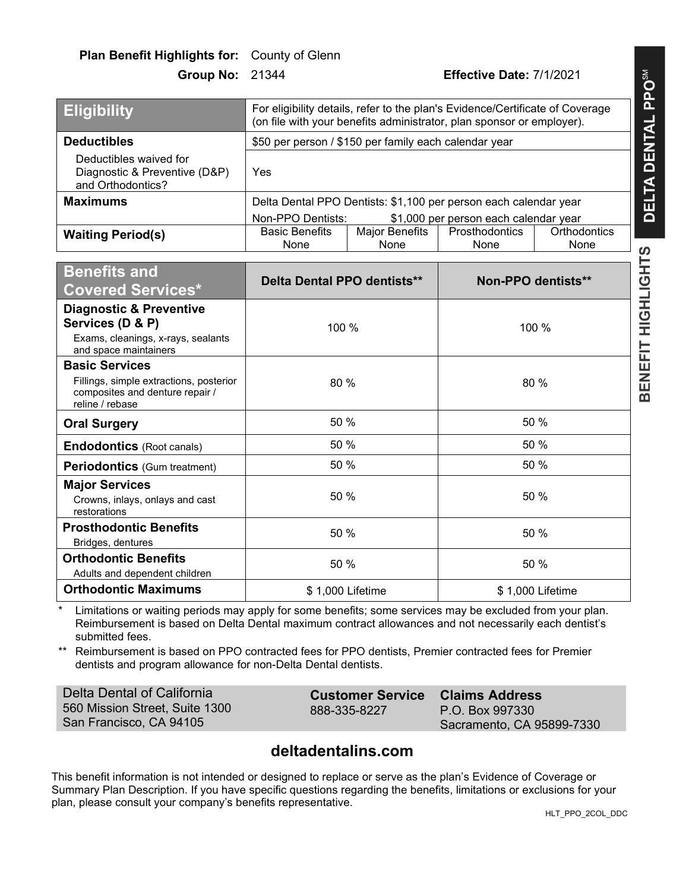**Plan Benefit Highlights for:** County of Glenn

**Group No:** 21344 **Effective Date:** 7/1/2021

DELTA DENTAL PPO℠ BENEFIT HIGHLIGHTS

| Eligibility | For eligibility details, refer to the plan's Evidence/Certificate of Coverage (on file with your benefits administrator, plan sponsor or employer). | | | |
|---|---|---|---|---|
| **Deductibles** | $50 per person / $150 per family each calendar year | | | |
| Deductibles waived for Diagnostic & Preventive (D&P) and Orthodontics? | Yes | | | |
| **Maximums** | Delta Dental PPO Dentists: $1,100 per person each calendar year<br>Non-PPO Dentists: $1,000 per person each calendar year | | | |
| **Waiting Period(s)** | Basic Benefits<br>None | Major Benefits<br>None | Prosthodontics<br>None | Orthodontics<br>None |

| Benefits and Covered Services* | Delta Dental PPO dentists** | Non-PPO dentists** |
|---|---|---|
| **Diagnostic & Preventive Services (D & P)**<br>Exams, cleanings, x-rays, sealants and space maintainers | 100 % | 100 % |
| **Basic Services**<br>Fillings, simple extractions, posterior composites and denture repair / reline / rebase | 80 % | 80 % |
| **Oral Surgery** | 50 % | 50 % |
| **Endodontics** (Root canals) | 50 % | 50 % |
| **Periodontics** (Gum treatment) | 50 % | 50 % |
| **Major Services**<br>Crowns, inlays, onlays and cast restorations | 50 % | 50 % |
| **Prosthodontic Benefits**<br>Bridges, dentures | 50 % | 50 % |
| **Orthodontic Benefits**<br>Adults and dependent children | 50 % | 50 % |
| **Orthodontic Maximums** | $ 1,000 Lifetime | $ 1,000 Lifetime |

\* Limitations or waiting periods may apply for some benefits; some services may be excluded from your plan. Reimbursement is based on Delta Dental maximum contract allowances and not necessarily each dentist's submitted fees.

\** Reimbursement is based on PPO contracted fees for PPO dentists, Premier contracted fees for Premier dentists and program allowance for non-Delta Dental dentists.

Delta Dental of California
560 Mission Street, Suite 1300
San Francisco, CA 94105

**Customer Service**
888-335-8227

**Claims Address**
P.O. Box 997330
Sacramento, CA 95899-7330

## deltadentalins.com

This benefit information is not intended or designed to replace or serve as the plan's Evidence of Coverage or Summary Plan Description. If you have specific questions regarding the benefits, limitations or exclusions for your plan, please consult your company's benefits representative.

HLT_PPO_2COL_DDC